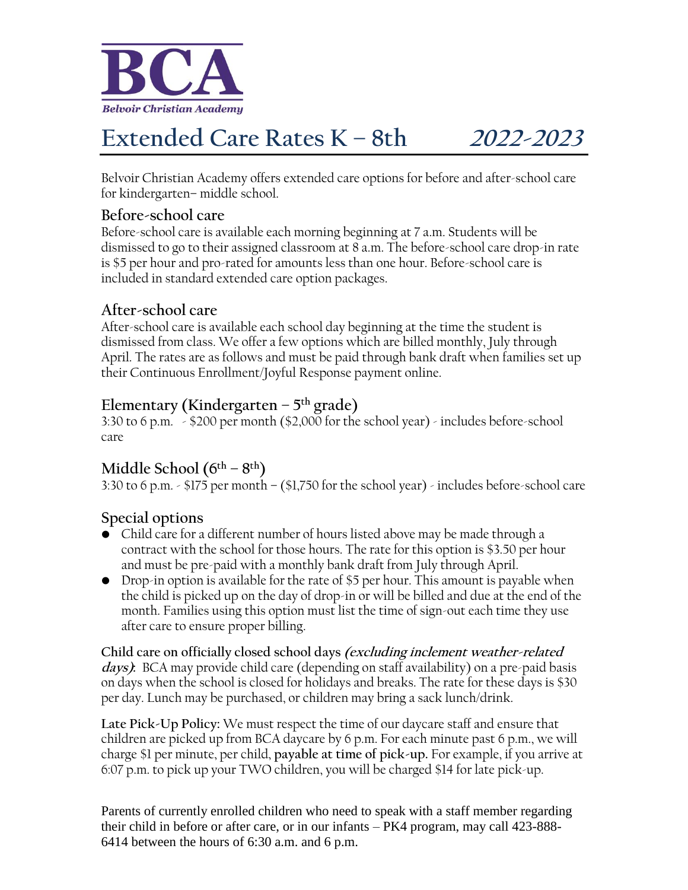**BCA**

**Belvoir Christian Academy**

# Extended Care Rates K – 8th *2022-2023*

Belvoir Christian Academy offers extended care options for before and after-school care for kindergarten– middle school.

## Before-school care

Before-school care is available each morning beginning at 7 a.m. Students will be dismissed to go to their assigned classroom at 8 a.m. The before-school care drop-in rate is $5 per hour and pro-rated for amounts less than one hour. Before-school care is included in standard extended care option packages.

## After-school care

After-school care is available each school day beginning at the time the student is dismissed from class. We offer a few options which are billed monthly, July through April. The rates are as follows and must be paid through bank draft when families set up their Continuous Enrollment/Joyful Response payment online.

## Elementary (Kindergarten – 5th grade)

3:30 to 6 p.m. - $200 per month ($2,000 for the school year) - includes before-school care

## Middle School (6th – 8th)

3:30 to 6 p.m. - $175 per month – ($1,750 for the school year) - includes before-school care

## Special options

- Child care for a different number of hours listed above may be made through a contract with the school for those hours. The rate for this option is $3.50 per hour and must be pre-paid with a monthly bank draft from July through April.
- Drop-in option is available for the rate of $5 per hour. This amount is payable when the child is picked up on the day of drop-in or will be billed and due at the end of the month. Families using this option must list the time of sign-out each time they use after care to ensure proper billing.

**Child care on officially closed school days *(excluding inclement weather-related days)*:** BCA may provide child care (depending on staff availability) on a pre-paid basis on days when the school is closed for holidays and breaks. The rate for these days is $30 per day. Lunch may be purchased, or children may bring a sack lunch/drink.

**Late Pick-Up Policy:** We must respect the time of our daycare staff and ensure that children are picked up from BCA daycare by 6 p.m. For each minute past 6 p.m., we will charge $1 per minute, per child, **payable at time of pick-up.** For example, if you arrive at 6:07 p.m. to pick up your TWO children, you will be charged $14 for late pick-up.

Parents of currently enrolled children who need to speak with a staff member regarding their child in before or after care, or in our infants – PK4 program, may call 423-888-6414 between the hours of 6:30 a.m. and 6 p.m.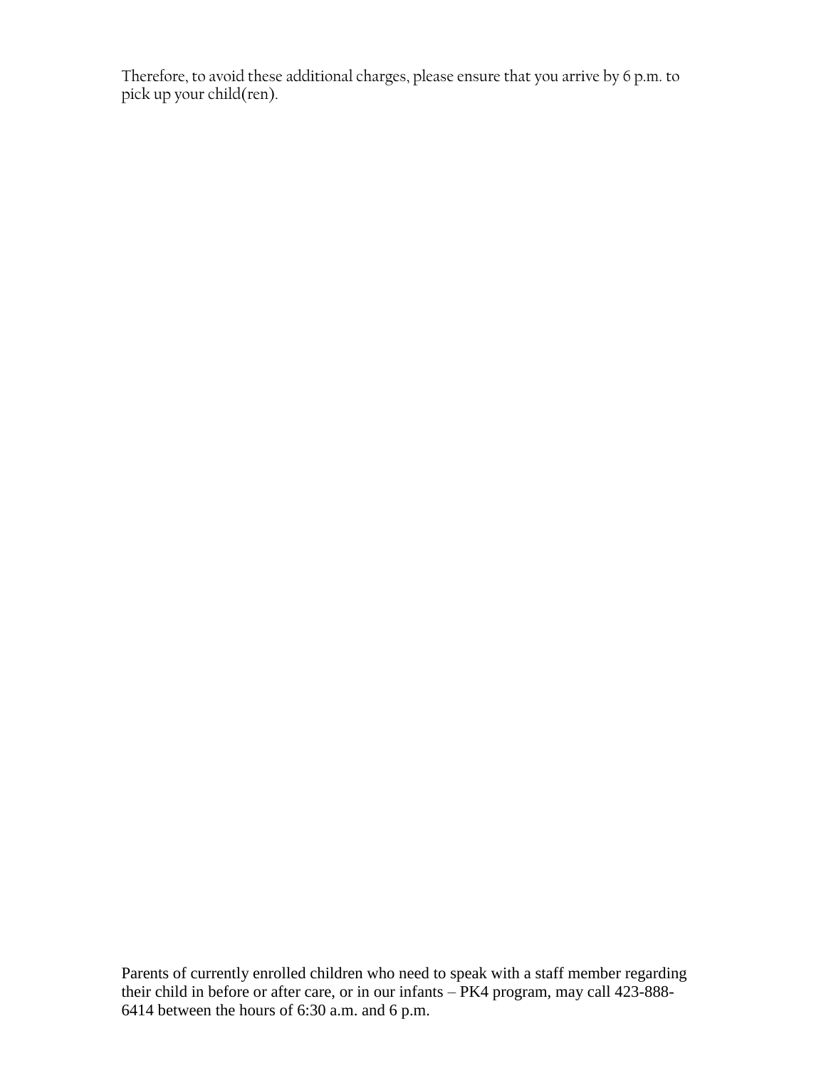Therefore, to avoid these additional charges, please ensure that you arrive by 6 p.m. to pick up your child(ren).

Parents of currently enrolled children who need to speak with a staff member regarding their child in before or after care, or in our infants – PK4 program, may call 423-888-6414 between the hours of 6:30 a.m. and 6 p.m.